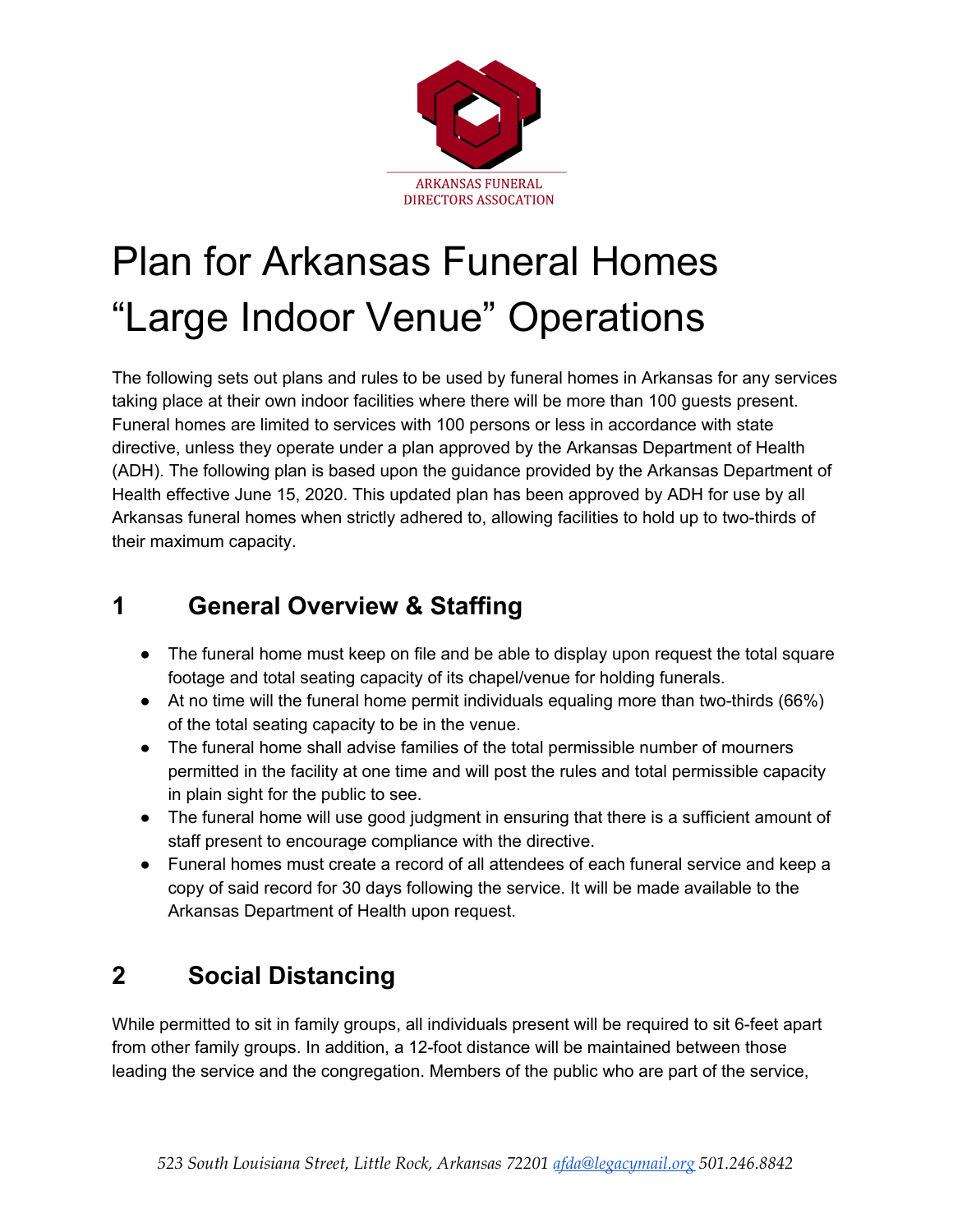ARKANSAS FUNERAL DIRECTORS ASSOCATION

# Plan for Arkansas Funeral Homes "Large Indoor Venue" Operations

The following sets out plans and rules to be used by funeral homes in Arkansas for any services taking place at their own indoor facilities where there will be more than 100 guests present. Funeral homes are limited to services with 100 persons or less in accordance with state directive, unless they operate under a plan approved by the Arkansas Department of Health (ADH). The following plan is based upon the guidance provided by the Arkansas Department of Health effective June 15, 2020. This updated plan has been approved by ADH for use by all Arkansas funeral homes when strictly adhered to, allowing facilities to hold up to two-thirds of their maximum capacity.

## 1 General Overview & Staffing

- The funeral home must keep on file and be able to display upon request the total square footage and total seating capacity of its chapel/venue for holding funerals.
- At no time will the funeral home permit individuals equaling more than two-thirds (66%) of the total seating capacity to be in the venue.
- The funeral home shall advise families of the total permissible number of mourners permitted in the facility at one time and will post the rules and total permissible capacity in plain sight for the public to see.
- The funeral home will use good judgment in ensuring that there is a sufficient amount of staff present to encourage compliance with the directive.
- Funeral homes must create a record of all attendees of each funeral service and keep a copy of said record for 30 days following the service. It will be made available to the Arkansas Department of Health upon request.

## 2 Social Distancing

While permitted to sit in family groups, all individuals present will be required to sit 6-feet apart from other family groups. In addition, a 12-foot distance will be maintained between those leading the service and the congregation. Members of the public who are part of the service,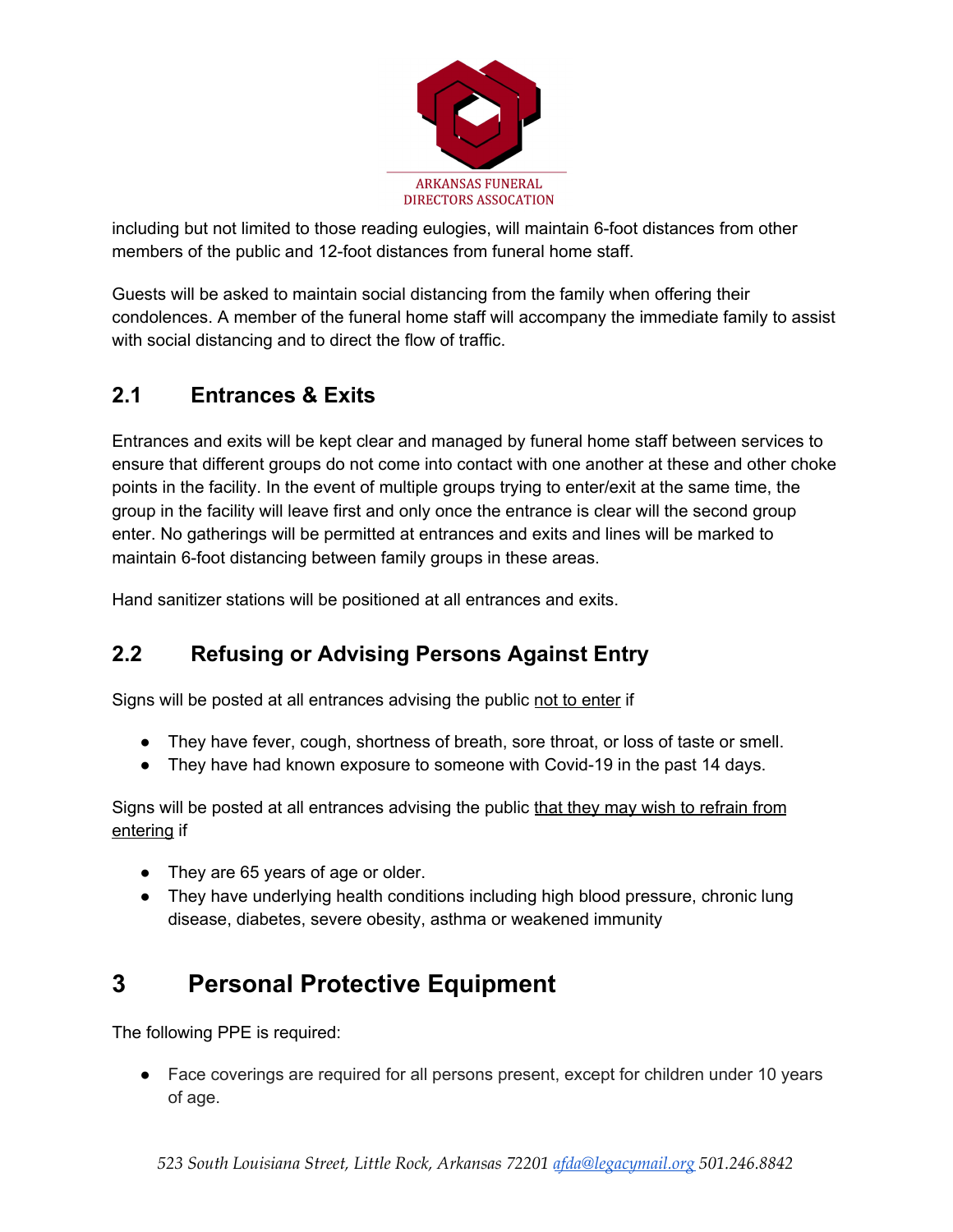including but not limited to those reading eulogies, will maintain 6-foot distances from other members of the public and 12-foot distances from funeral home staff.

Guests will be asked to maintain social distancing from the family when offering their condolences. A member of the funeral home staff will accompany the immediate family to assist with social distancing and to direct the flow of traffic.

## 2.1 Entrances & Exits

Entrances and exits will be kept clear and managed by funeral home staff between services to ensure that different groups do not come into contact with one another at these and other choke points in the facility. In the event of multiple groups trying to enter/exit at the same time, the group in the facility will leave first and only once the entrance is clear will the second group enter. No gatherings will be permitted at entrances and exits and lines will be marked to maintain 6-foot distancing between family groups in these areas.

Hand sanitizer stations will be positioned at all entrances and exits.

## 2.2 Refusing or Advising Persons Against Entry

Signs will be posted at all entrances advising the public not to enter if

- They have fever, cough, shortness of breath, sore throat, or loss of taste or smell.
- They have had known exposure to someone with Covid-19 in the past 14 days.

Signs will be posted at all entrances advising the public that they may wish to refrain from entering if

- They are 65 years of age or older.
- They have underlying health conditions including high blood pressure, chronic lung disease, diabetes, severe obesity, asthma or weakened immunity

# 3 Personal Protective Equipment

The following PPE is required:

- Face coverings are required for all persons present, except for children under 10 years of age.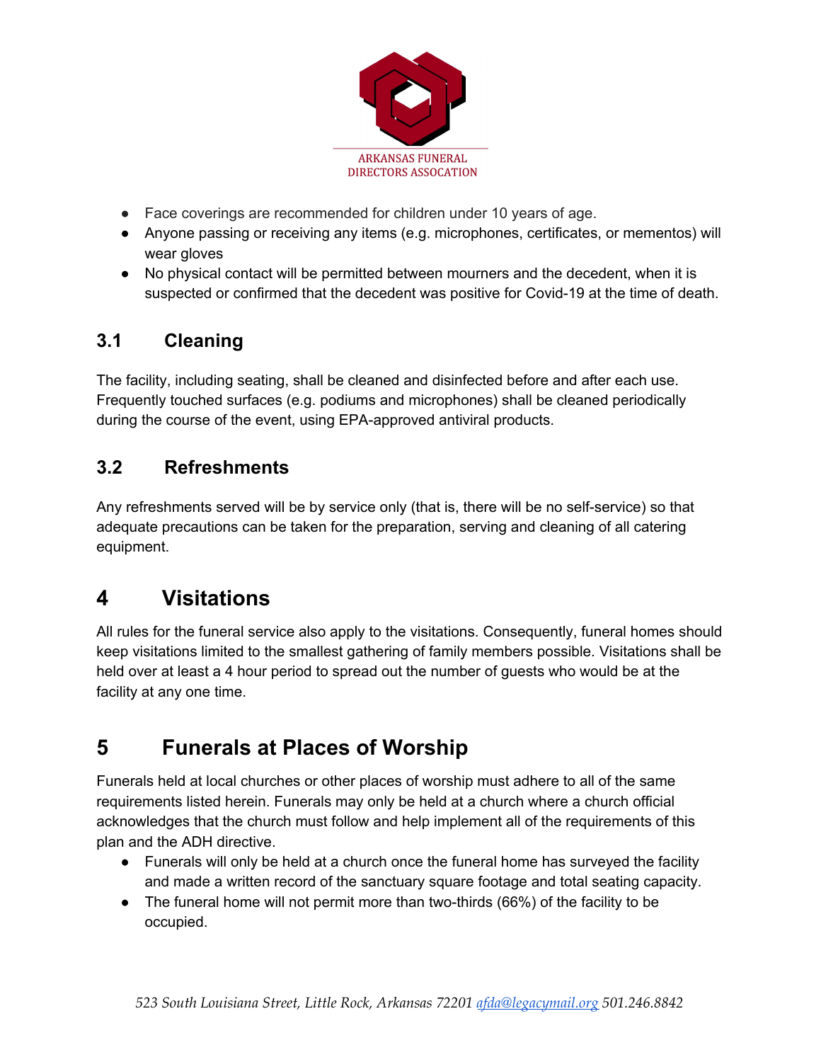- Face coverings are recommended for children under 10 years of age.
- Anyone passing or receiving any items (e.g. microphones, certificates, or mementos) will wear gloves
- No physical contact will be permitted between mourners and the decedent, when it is suspected or confirmed that the decedent was positive for Covid-19 at the time of death.

### 3.1 Cleaning

The facility, including seating, shall be cleaned and disinfected before and after each use. Frequently touched surfaces (e.g. podiums and microphones) shall be cleaned periodically during the course of the event, using EPA-approved antiviral products.

### 3.2 Refreshments

Any refreshments served will be by service only (that is, there will be no self-service) so that adequate precautions can be taken for the preparation, serving and cleaning of all catering equipment.

## 4 Visitations

All rules for the funeral service also apply to the visitations. Consequently, funeral homes should keep visitations limited to the smallest gathering of family members possible. Visitations shall be held over at least a 4 hour period to spread out the number of guests who would be at the facility at any one time.

## 5 Funerals at Places of Worship

Funerals held at local churches or other places of worship must adhere to all of the same requirements listed herein. Funerals may only be held at a church where a church official acknowledges that the church must follow and help implement all of the requirements of this plan and the ADH directive.

- Funerals will only be held at a church once the funeral home has surveyed the facility and made a written record of the sanctuary square footage and total seating capacity.
- The funeral home will not permit more than two-thirds (66%) of the facility to be occupied.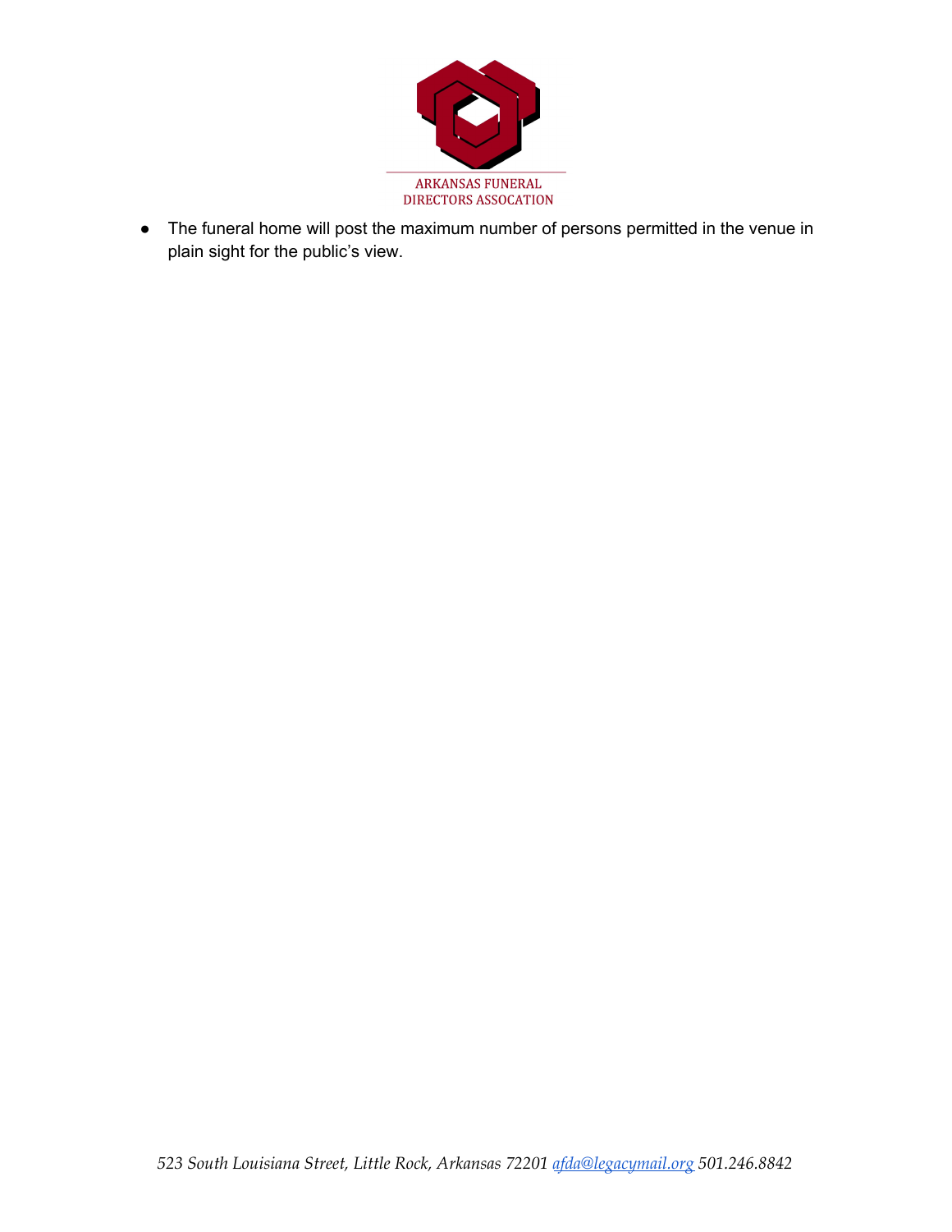- The funeral home will post the maximum number of persons permitted in the venue in plain sight for the public's view.